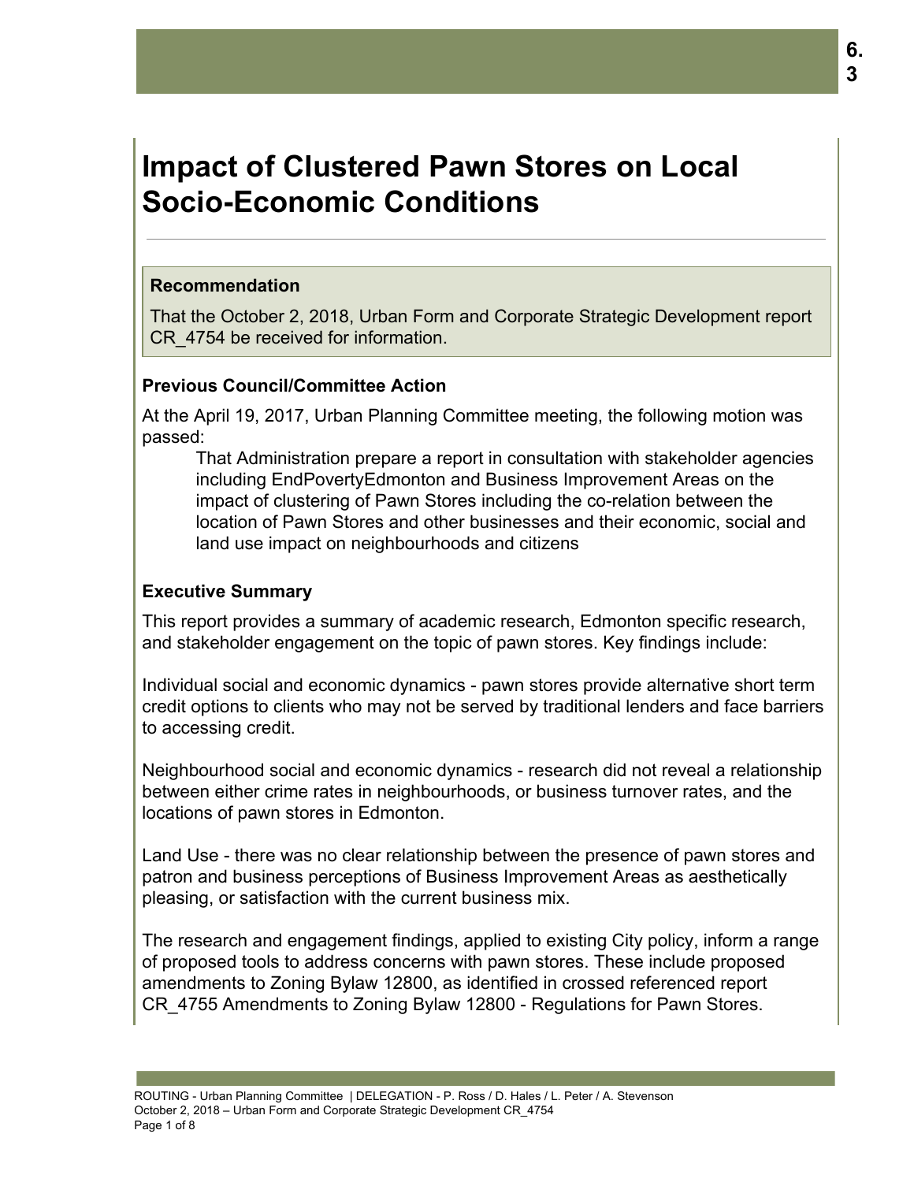# Impact of Clustered Pawn Stores on Local Socio-Economic Conditions

## Recommendation

That the October 2, 2018, Urban Form and Corporate Strategic Development report CR_4754 be received for information.

### Previous Council/Committee Action

At the April 19, 2017, Urban Planning Committee meeting, the following motion was passed:

> That Administration prepare a report in consultation with stakeholder agencies including EndPovertyEdmonton and Business Improvement Areas on the impact of clustering of Pawn Stores including the co-relation between the location of Pawn Stores and other businesses and their economic, social and land use impact on neighbourhoods and citizens

### Executive Summary

This report provides a summary of academic research, Edmonton specific research, and stakeholder engagement on the topic of pawn stores. Key findings include:

Individual social and economic dynamics - pawn stores provide alternative short term credit options to clients who may not be served by traditional lenders and face barriers to accessing credit.

Neighbourhood social and economic dynamics - research did not reveal a relationship between either crime rates in neighbourhoods, or business turnover rates, and the locations of pawn stores in Edmonton.

Land Use - there was no clear relationship between the presence of pawn stores and patron and business perceptions of Business Improvement Areas as aesthetically pleasing, or satisfaction with the current business mix.

The research and engagement findings, applied to existing City policy, inform a range of proposed tools to address concerns with pawn stores. These include proposed amendments to Zoning Bylaw 12800, as identified in crossed referenced report CR_4755 Amendments to Zoning Bylaw 12800 - Regulations for Pawn Stores.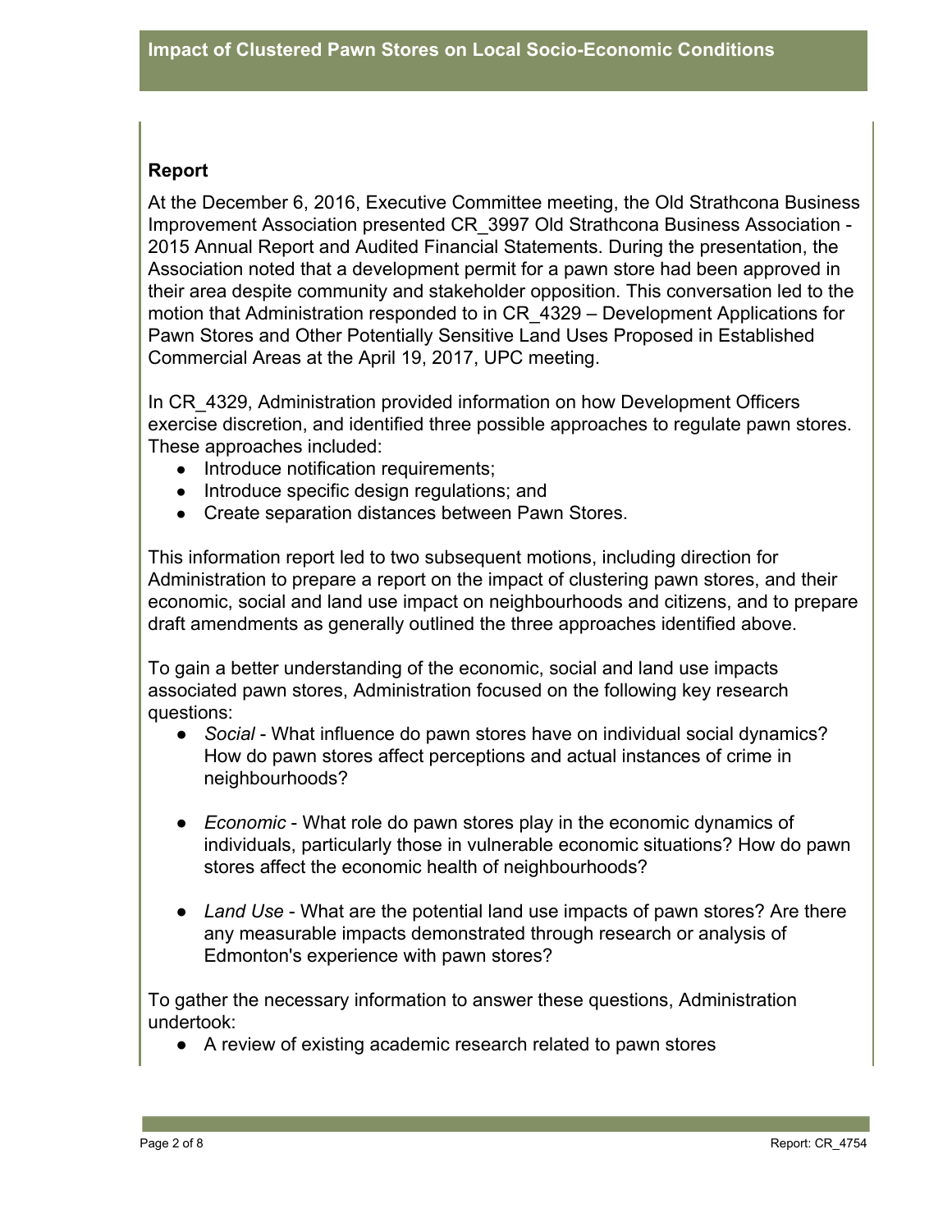## Report

At the December 6, 2016, Executive Committee meeting, the Old Strathcona Business Improvement Association presented CR_3997 Old Strathcona Business Association - 2015 Annual Report and Audited Financial Statements. During the presentation, the Association noted that a development permit for a pawn store had been approved in their area despite community and stakeholder opposition. This conversation led to the motion that Administration responded to in CR_4329 – Development Applications for Pawn Stores and Other Potentially Sensitive Land Uses Proposed in Established Commercial Areas at the April 19, 2017, UPC meeting.

In CR_4329, Administration provided information on how Development Officers exercise discretion, and identified three possible approaches to regulate pawn stores. These approaches included:

- Introduce notification requirements;
- Introduce specific design regulations; and
- Create separation distances between Pawn Stores.

This information report led to two subsequent motions, including direction for Administration to prepare a report on the impact of clustering pawn stores, and their economic, social and land use impact on neighbourhoods and citizens, and to prepare draft amendments as generally outlined the three approaches identified above.

To gain a better understanding of the economic, social and land use impacts associated pawn stores, Administration focused on the following key research questions:

- *Social* - What influence do pawn stores have on individual social dynamics? How do pawn stores affect perceptions and actual instances of crime in neighbourhoods?
- *Economic* - What role do pawn stores play in the economic dynamics of individuals, particularly those in vulnerable economic situations? How do pawn stores affect the economic health of neighbourhoods?
- *Land Use* - What are the potential land use impacts of pawn stores? Are there any measurable impacts demonstrated through research or analysis of Edmonton's experience with pawn stores?

To gather the necessary information to answer these questions, Administration undertook:

- A review of existing academic research related to pawn stores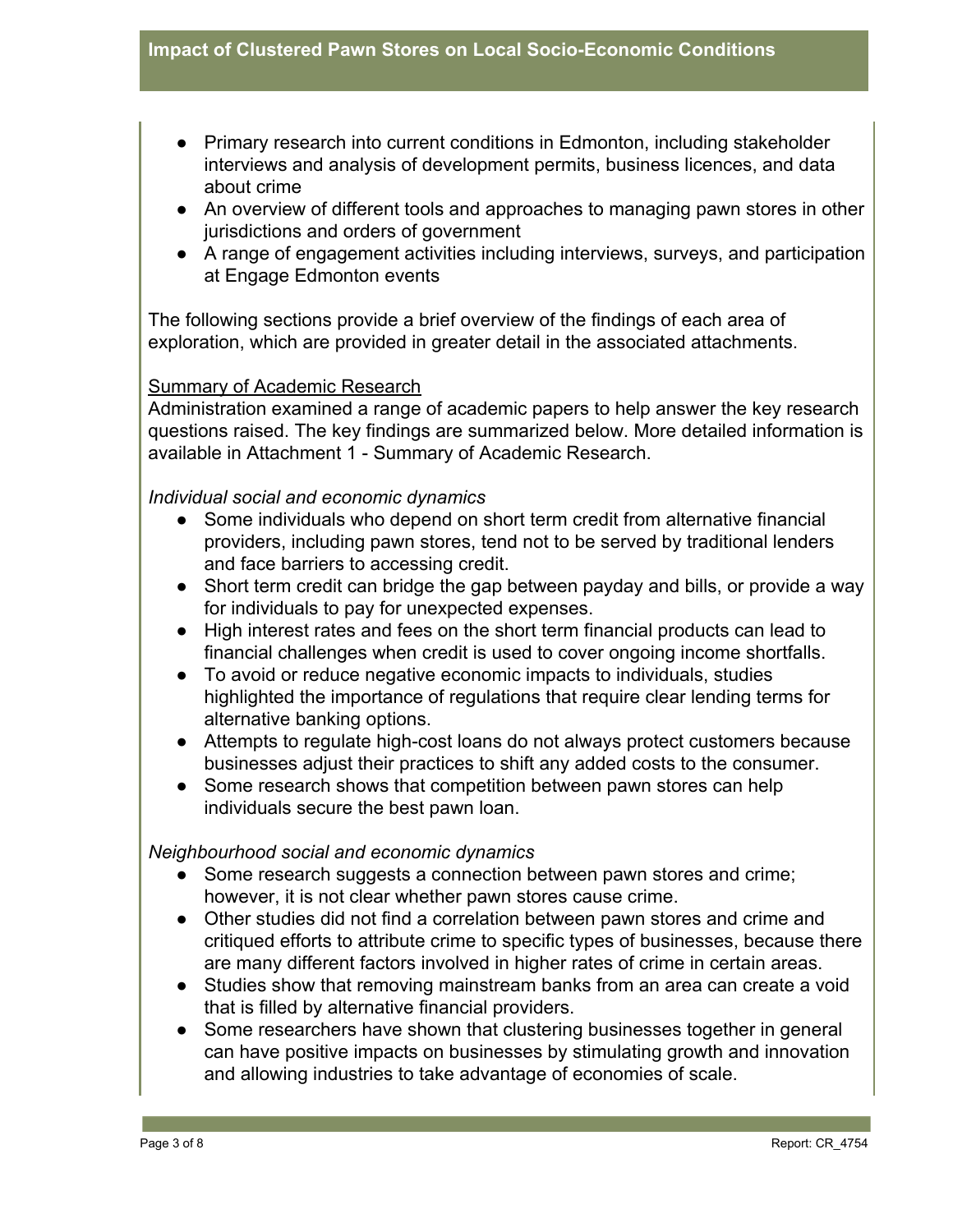- Primary research into current conditions in Edmonton, including stakeholder interviews and analysis of development permits, business licences, and data about crime
- An overview of different tools and approaches to managing pawn stores in other jurisdictions and orders of government
- A range of engagement activities including interviews, surveys, and participation at Engage Edmonton events

The following sections provide a brief overview of the findings of each area of exploration, which are provided in greater detail in the associated attachments.

<u>Summary of Academic Research</u>
Administration examined a range of academic papers to help answer the key research questions raised. The key findings are summarized below. More detailed information is available in Attachment 1 - Summary of Academic Research.

*Individual social and economic dynamics*

- Some individuals who depend on short term credit from alternative financial providers, including pawn stores, tend not to be served by traditional lenders and face barriers to accessing credit.
- Short term credit can bridge the gap between payday and bills, or provide a way for individuals to pay for unexpected expenses.
- High interest rates and fees on the short term financial products can lead to financial challenges when credit is used to cover ongoing income shortfalls.
- To avoid or reduce negative economic impacts to individuals, studies highlighted the importance of regulations that require clear lending terms for alternative banking options.
- Attempts to regulate high-cost loans do not always protect customers because businesses adjust their practices to shift any added costs to the consumer.
- Some research shows that competition between pawn stores can help individuals secure the best pawn loan.

*Neighbourhood social and economic dynamics*

- Some research suggests a connection between pawn stores and crime; however, it is not clear whether pawn stores cause crime.
- Other studies did not find a correlation between pawn stores and crime and critiqued efforts to attribute crime to specific types of businesses, because there are many different factors involved in higher rates of crime in certain areas.
- Studies show that removing mainstream banks from an area can create a void that is filled by alternative financial providers.
- Some researchers have shown that clustering businesses together in general can have positive impacts on businesses by stimulating growth and innovation and allowing industries to take advantage of economies of scale.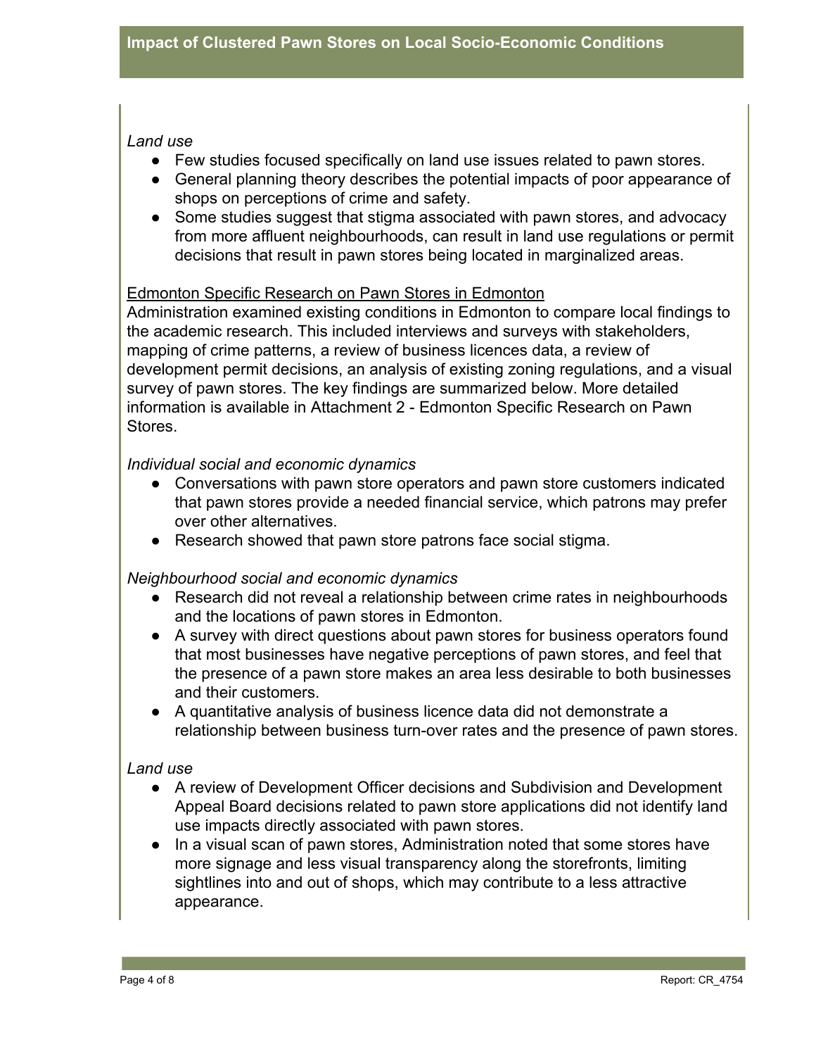*Land use*

- Few studies focused specifically on land use issues related to pawn stores.
- General planning theory describes the potential impacts of poor appearance of shops on perceptions of crime and safety.
- Some studies suggest that stigma associated with pawn stores, and advocacy from more affluent neighbourhoods, can result in land use regulations or permit decisions that result in pawn stores being located in marginalized areas.

<u>Edmonton Specific Research on Pawn Stores in Edmonton</u>

Administration examined existing conditions in Edmonton to compare local findings to the academic research. This included interviews and surveys with stakeholders, mapping of crime patterns, a review of business licences data, a review of development permit decisions, an analysis of existing zoning regulations, and a visual survey of pawn stores. The key findings are summarized below. More detailed information is available in Attachment 2 - Edmonton Specific Research on Pawn Stores.

*Individual social and economic dynamics*

- Conversations with pawn store operators and pawn store customers indicated that pawn stores provide a needed financial service, which patrons may prefer over other alternatives.
- Research showed that pawn store patrons face social stigma.

*Neighbourhood social and economic dynamics*

- Research did not reveal a relationship between crime rates in neighbourhoods and the locations of pawn stores in Edmonton.
- A survey with direct questions about pawn stores for business operators found that most businesses have negative perceptions of pawn stores, and feel that the presence of a pawn store makes an area less desirable to both businesses and their customers.
- A quantitative analysis of business licence data did not demonstrate a relationship between business turn-over rates and the presence of pawn stores.

*Land use*

- A review of Development Officer decisions and Subdivision and Development Appeal Board decisions related to pawn store applications did not identify land use impacts directly associated with pawn stores.
- In a visual scan of pawn stores, Administration noted that some stores have more signage and less visual transparency along the storefronts, limiting sightlines into and out of shops, which may contribute to a less attractive appearance.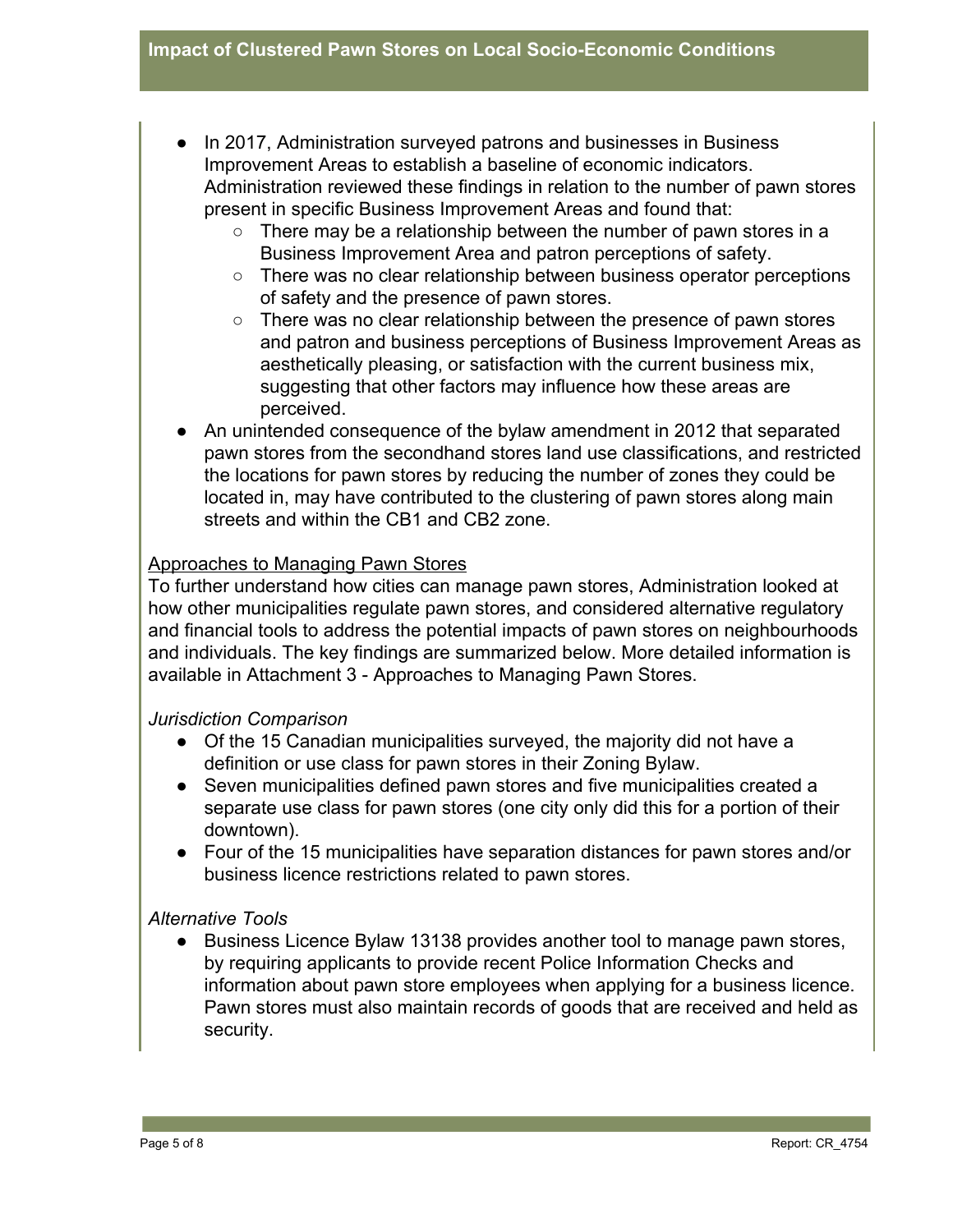- In 2017, Administration surveyed patrons and businesses in Business Improvement Areas to establish a baseline of economic indicators. Administration reviewed these findings in relation to the number of pawn stores present in specific Business Improvement Areas and found that:
  - There may be a relationship between the number of pawn stores in a Business Improvement Area and patron perceptions of safety.
  - There was no clear relationship between business operator perceptions of safety and the presence of pawn stores.
  - There was no clear relationship between the presence of pawn stores and patron and business perceptions of Business Improvement Areas as aesthetically pleasing, or satisfaction with the current business mix, suggesting that other factors may influence how these areas are perceived.
- An unintended consequence of the bylaw amendment in 2012 that separated pawn stores from the secondhand stores land use classifications, and restricted the locations for pawn stores by reducing the number of zones they could be located in, may have contributed to the clustering of pawn stores along main streets and within the CB1 and CB2 zone.

<u>Approaches to Managing Pawn Stores</u>

To further understand how cities can manage pawn stores, Administration looked at how other municipalities regulate pawn stores, and considered alternative regulatory and financial tools to address the potential impacts of pawn stores on neighbourhoods and individuals. The key findings are summarized below. More detailed information is available in Attachment 3 - Approaches to Managing Pawn Stores.

*Jurisdiction Comparison*

- Of the 15 Canadian municipalities surveyed, the majority did not have a definition or use class for pawn stores in their Zoning Bylaw.
- Seven municipalities defined pawn stores and five municipalities created a separate use class for pawn stores (one city only did this for a portion of their downtown).
- Four of the 15 municipalities have separation distances for pawn stores and/or business licence restrictions related to pawn stores.

*Alternative Tools*

- Business Licence Bylaw 13138 provides another tool to manage pawn stores, by requiring applicants to provide recent Police Information Checks and information about pawn store employees when applying for a business licence. Pawn stores must also maintain records of goods that are received and held as security.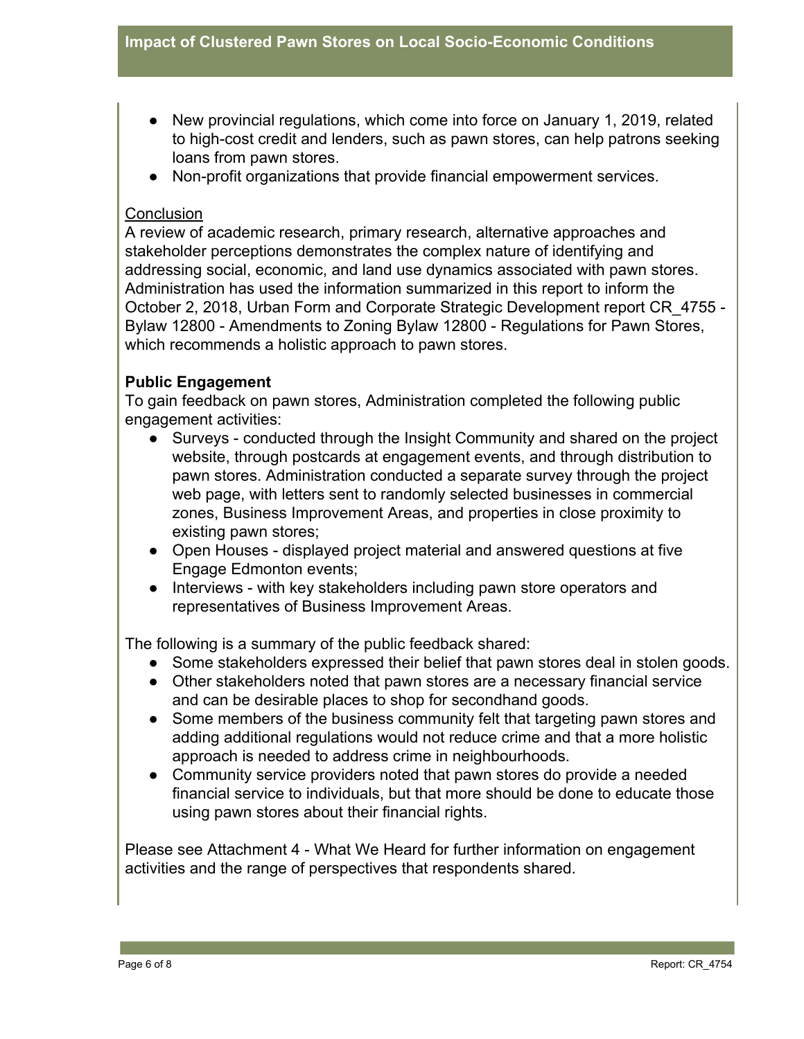- New provincial regulations, which come into force on January 1, 2019, related to high-cost credit and lenders, such as pawn stores, can help patrons seeking loans from pawn stores.
- Non-profit organizations that provide financial empowerment services.

Conclusion

A review of academic research, primary research, alternative approaches and stakeholder perceptions demonstrates the complex nature of identifying and addressing social, economic, and land use dynamics associated with pawn stores. Administration has used the information summarized in this report to inform the October 2, 2018, Urban Form and Corporate Strategic Development report CR_4755 - Bylaw 12800 - Amendments to Zoning Bylaw 12800 - Regulations for Pawn Stores, which recommends a holistic approach to pawn stores.

**Public Engagement**

To gain feedback on pawn stores, Administration completed the following public engagement activities:

- Surveys - conducted through the Insight Community and shared on the project website, through postcards at engagement events, and through distribution to pawn stores. Administration conducted a separate survey through the project web page, with letters sent to randomly selected businesses in commercial zones, Business Improvement Areas, and properties in close proximity to existing pawn stores;
- Open Houses - displayed project material and answered questions at five Engage Edmonton events;
- Interviews - with key stakeholders including pawn store operators and representatives of Business Improvement Areas.

The following is a summary of the public feedback shared:

- Some stakeholders expressed their belief that pawn stores deal in stolen goods.
- Other stakeholders noted that pawn stores are a necessary financial service and can be desirable places to shop for secondhand goods.
- Some members of the business community felt that targeting pawn stores and adding additional regulations would not reduce crime and that a more holistic approach is needed to address crime in neighbourhoods.
- Community service providers noted that pawn stores do provide a needed financial service to individuals, but that more should be done to educate those using pawn stores about their financial rights.

Please see Attachment 4 - What We Heard for further information on engagement activities and the range of perspectives that respondents shared.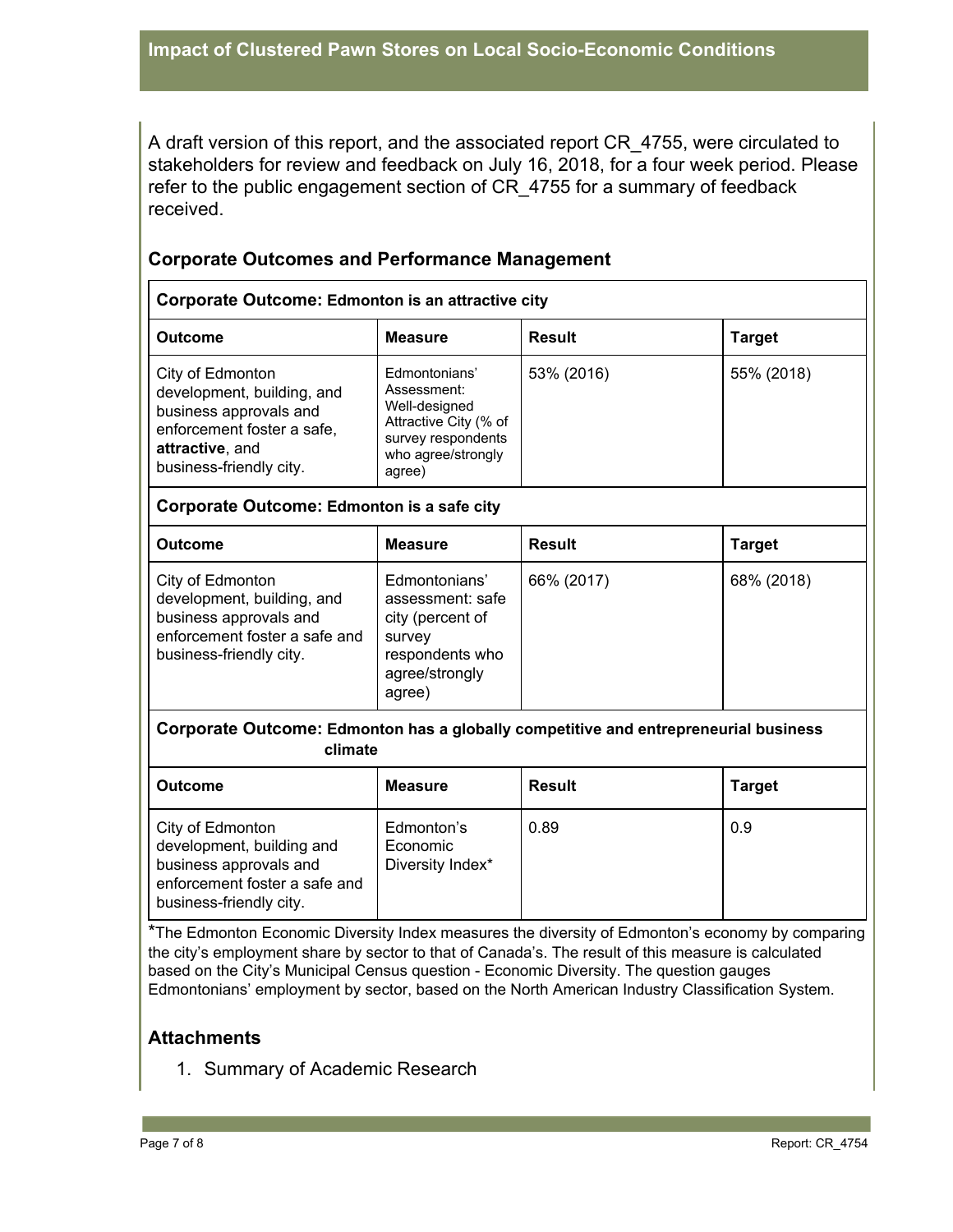A draft version of this report, and the associated report CR_4755, were circulated to stakeholders for review and feedback on July 16, 2018, for a four week period. Please refer to the public engagement section of CR_4755 for a summary of feedback received.

## Corporate Outcomes and Performance Management

| **Corporate Outcome: Edmonton is an attractive city** | | | |
|---|---|---|---|
| **Outcome** | **Measure** | **Result** | **Target** |
| City of Edmonton development, building, and business approvals and enforcement foster a safe, **attractive**, and business-friendly city. | Edmontonians' Assessment: Well-designed Attractive City (% of survey respondents who agree/strongly agree) | 53% (2016) | 55% (2018) |

| **Corporate Outcome: Edmonton is a safe city** | | | |
|---|---|---|---|
| **Outcome** | **Measure** | **Result** | **Target** |
| City of Edmonton development, building, and business approvals and enforcement foster a safe and business-friendly city. | Edmontonians' assessment: safe city (percent of survey respondents who agree/strongly agree) | 66% (2017) | 68% (2018) |

| **Corporate Outcome: Edmonton has a globally competitive and entrepreneurial business climate** | | | |
|---|---|---|---|
| **Outcome** | **Measure** | **Result** | **Target** |
| City of Edmonton development, building and business approvals and enforcement foster a safe and business-friendly city. | Edmonton's Economic Diversity Index* | 0.89 | 0.9 |

*The Edmonton Economic Diversity Index measures the diversity of Edmonton's economy by comparing the city's employment share by sector to that of Canada's. The result of this measure is calculated based on the City's Municipal Census question - Economic Diversity. The question gauges Edmontonians' employment by sector, based on the North American Industry Classification System.

## Attachments

1. Summary of Academic Research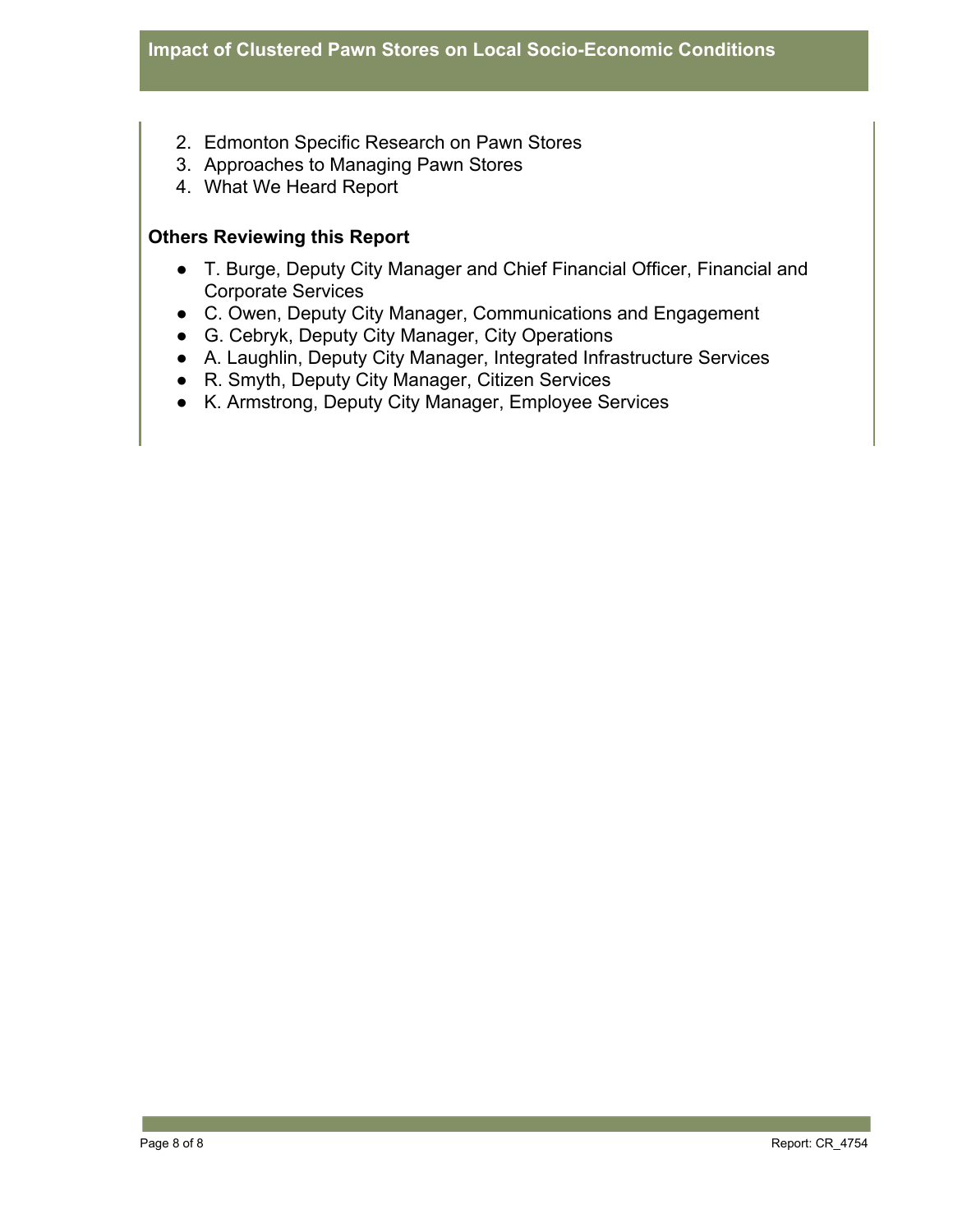2. Edmonton Specific Research on Pawn Stores
3. Approaches to Managing Pawn Stores
4. What We Heard Report

**Others Reviewing this Report**

- T. Burge, Deputy City Manager and Chief Financial Officer, Financial and Corporate Services
- C. Owen, Deputy City Manager, Communications and Engagement
- G. Cebryk, Deputy City Manager, City Operations
- A. Laughlin, Deputy City Manager, Integrated Infrastructure Services
- R. Smyth, Deputy City Manager, Citizen Services
- K. Armstrong, Deputy City Manager, Employee Services